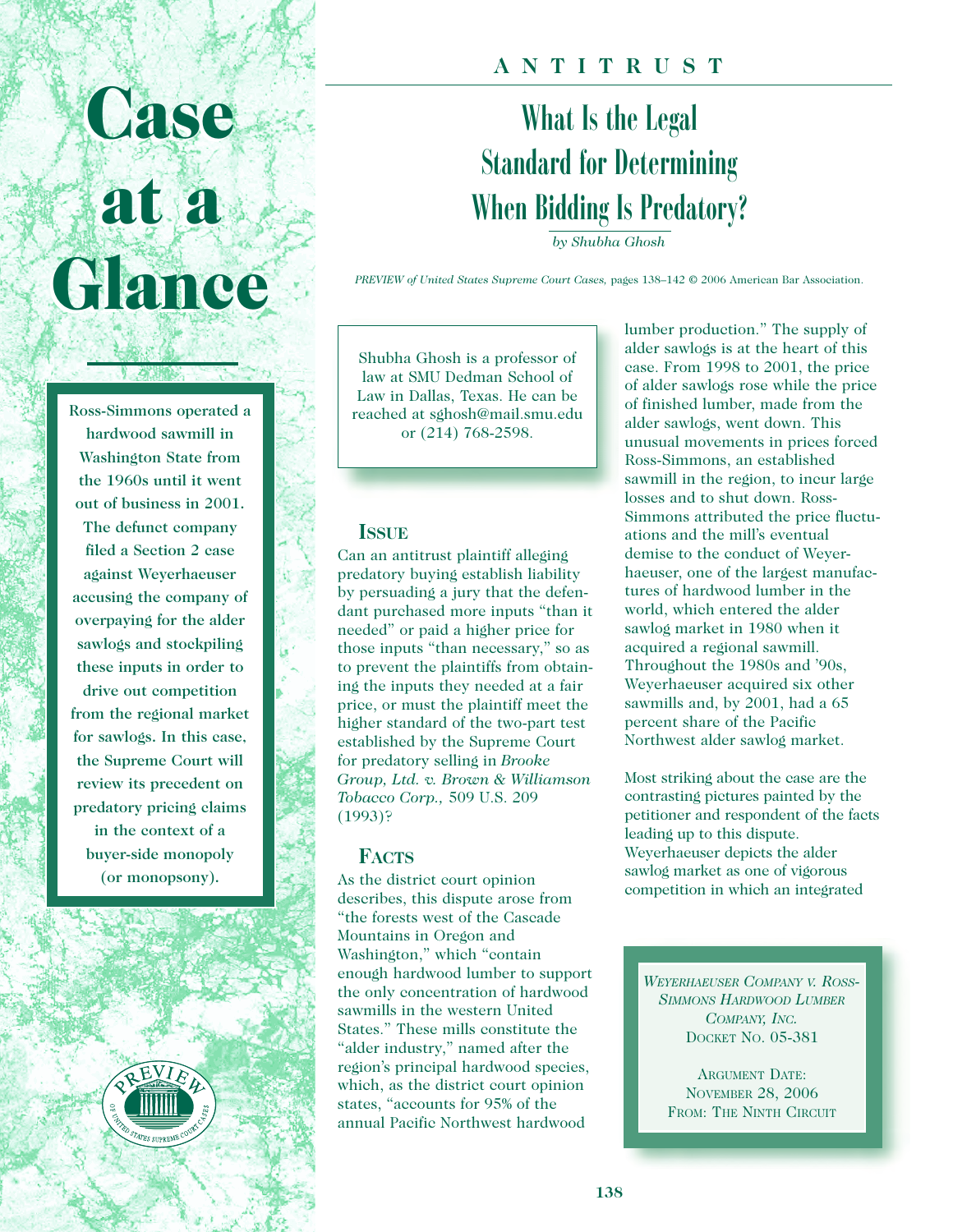# Case at a Glance

Ross-Simmons operated a hardwood sawmill in Washington State from the 1960s until it went out of business in 2001. The defunct company filed a Section 2 case against Weyerhaeuser accusing the company of overpaying for the alder sawlogs and stockpiling these inputs in order to drive out competition from the regional market for sawlogs. In this case, the Supreme Court will review its precedent on predatory pricing claims in the context of a buyer-side monopoly (or monopsony).

## ANTITRUST

# What Is the Legal Standard for Determining When Bidding Is Predatory?

*by Shubha Ghosh*

*PREVIEW of United States Supreme Court Cases,* pages 138–142 © 2006 American Bar Association.

Shubha Ghosh is a professor of law at SMU Dedman School of Law in Dallas, Texas. He can be reached at sghosh@mail.smu.edu or (214) 768-2598.

## ISSUE

Can an antitrust plaintiff alleging predatory buying establish liability by persuading a jury that the defendant purchased more inputs "than it needed" or paid a higher price for those inputs "than necessary," so as to prevent the plaintiffs from obtaining the inputs they needed at a fair price, or must the plaintiff meet the higher standard of the two-part test established by the Supreme Court for predatory selling in *Brooke Group, Ltd. v. Brown & Williamson Tobacco Corp.,* 509 U.S. 209 (1993)?

## FACTS

As the district court opinion describes, this dispute arose from "the forests west of the Cascade Mountains in Oregon and Washington," which "contain enough hardwood lumber to support the only concentration of hardwood sawmills in the western United States." These mills constitute the "alder industry," named after the region's principal hardwood species, which, as the district court opinion states, "accounts for 95% of the annual Pacific Northwest hardwood lumber production." The supply of alder sawlogs is at the heart of this case. From 1998 to 2001, the price of alder sawlogs rose while the price of finished lumber, made from the alder sawlogs, went down. This unusual movements in prices forced Ross-Simmons, an established sawmill in the region, to incur large losses and to shut down. Ross-Simmons attributed the price fluctuations and the mill's eventual demise to the conduct of Weyerhaeuser, one of the largest manufactures of hardwood lumber in the world, which entered the alder sawlog market in 1980 when it acquired a regional sawmill. Throughout the 1980s and '90s, Weyerhaeuser acquired six other sawmills and, by 2001, had a 65 percent share of the Pacific Northwest alder sawlog market.

Most striking about the case are the contrasting pictures painted by the petitioner and respondent of the facts leading up to this dispute. Weyerhaeuser depicts the alder sawlog market as one of vigorous competition in which an integrated

*WEYERHAEUSER COMPANY V. ROSS-SIMMONS HARDWOOD LUMBER COMPANY, INC.*
DOCKET NO. 05-381

ARGUMENT DATE:
NOVEMBER 28, 2006
FROM: THE NINTH CIRCUIT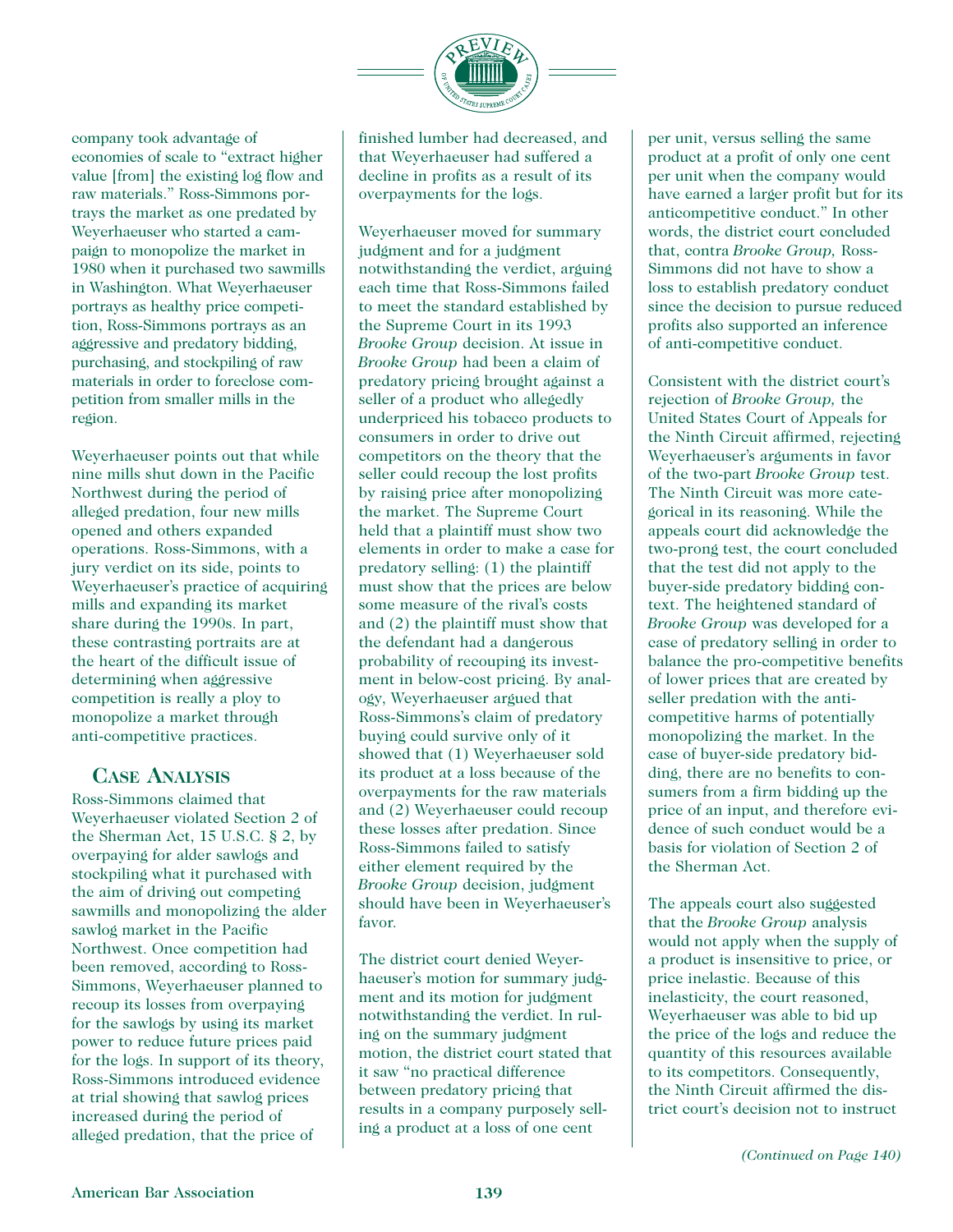company took advantage of economies of scale to "extract higher value [from] the existing log flow and raw materials." Ross-Simmons portrays the market as one predated by Weyerhaeuser who started a campaign to monopolize the market in 1980 when it purchased two sawmills in Washington. What Weyerhaeuser portrays as healthy price competition, Ross-Simmons portrays as an aggressive and predatory bidding, purchasing, and stockpiling of raw materials in order to foreclose competition from smaller mills in the region.

Weyerhaeuser points out that while nine mills shut down in the Pacific Northwest during the period of alleged predation, four new mills opened and others expanded operations. Ross-Simmons, with a jury verdict on its side, points to Weyerhaeuser's practice of acquiring mills and expanding its market share during the 1990s. In part, these contrasting portraits are at the heart of the difficult issue of determining when aggressive competition is really a ploy to monopolize a market through anti-competitive practices.

## Case Analysis

Ross-Simmons claimed that Weyerhaeuser violated Section 2 of the Sherman Act, 15 U.S.C. § 2, by overpaying for alder sawlogs and stockpiling what it purchased with the aim of driving out competing sawmills and monopolizing the alder sawlog market in the Pacific Northwest. Once competition had been removed, according to Ross-Simmons, Weyerhaeuser planned to recoup its losses from overpaying for the sawlogs by using its market power to reduce future prices paid for the logs. In support of its theory, Ross-Simmons introduced evidence at trial showing that sawlog prices increased during the period of alleged predation, that the price of finished lumber had decreased, and that Weyerhaeuser had suffered a decline in profits as a result of its overpayments for the logs.

Weyerhaeuser moved for summary judgment and for a judgment notwithstanding the verdict, arguing each time that Ross-Simmons failed to meet the standard established by the Supreme Court in its 1993 *Brooke Group* decision. At issue in *Brooke Group* had been a claim of predatory pricing brought against a seller of a product who allegedly underpriced his tobacco products to consumers in order to drive out competitors on the theory that the seller could recoup the lost profits by raising price after monopolizing the market. The Supreme Court held that a plaintiff must show two elements in order to make a case for predatory selling: (1) the plaintiff must show that the prices are below some measure of the rival's costs and (2) the plaintiff must show that the defendant had a dangerous probability of recouping its investment in below-cost pricing. By analogy, Weyerhaeuser argued that Ross-Simmons's claim of predatory buying could survive only of it showed that (1) Weyerhaeuser sold its product at a loss because of the overpayments for the raw materials and (2) Weyerhaeuser could recoup these losses after predation. Since Ross-Simmons failed to satisfy either element required by the *Brooke Group* decision, judgment should have been in Weyerhaeuser's favor.

The district court denied Weyerhaeuser's motion for summary judgment and its motion for judgment notwithstanding the verdict. In ruling on the summary judgment motion, the district court stated that it saw "no practical difference between predatory pricing that results in a company purposely selling a product at a loss of one cent per unit, versus selling the same product at a profit of only one cent per unit when the company would have earned a larger profit but for its anticompetitive conduct." In other words, the district court concluded that, contra *Brooke Group,* Ross-Simmons did not have to show a loss to establish predatory conduct since the decision to pursue reduced profits also supported an inference of anti-competitive conduct.

Consistent with the district court's rejection of *Brooke Group,* the United States Court of Appeals for the Ninth Circuit affirmed, rejecting Weyerhaeuser's arguments in favor of the two-part *Brooke Group* test. The Ninth Circuit was more categorical in its reasoning. While the appeals court did acknowledge the two-prong test, the court concluded that the test did not apply to the buyer-side predatory bidding context. The heightened standard of *Brooke Group* was developed for a case of predatory selling in order to balance the pro-competitive benefits of lower prices that are created by seller predation with the anti-competitive harms of potentially monopolizing the market. In the case of buyer-side predatory bidding, there are no benefits to consumers from a firm bidding up the price of an input, and therefore evidence of such conduct would be a basis for violation of Section 2 of the Sherman Act.

The appeals court also suggested that the *Brooke Group* analysis would not apply when the supply of a product is insensitive to price, or price inelastic. Because of this inelasticity, the court reasoned, Weyerhaeuser was able to bid up the price of the logs and reduce the quantity of this resources available to its competitors. Consequently, the Ninth Circuit affirmed the district court's decision not to instruct

*(Continued on Page 140)*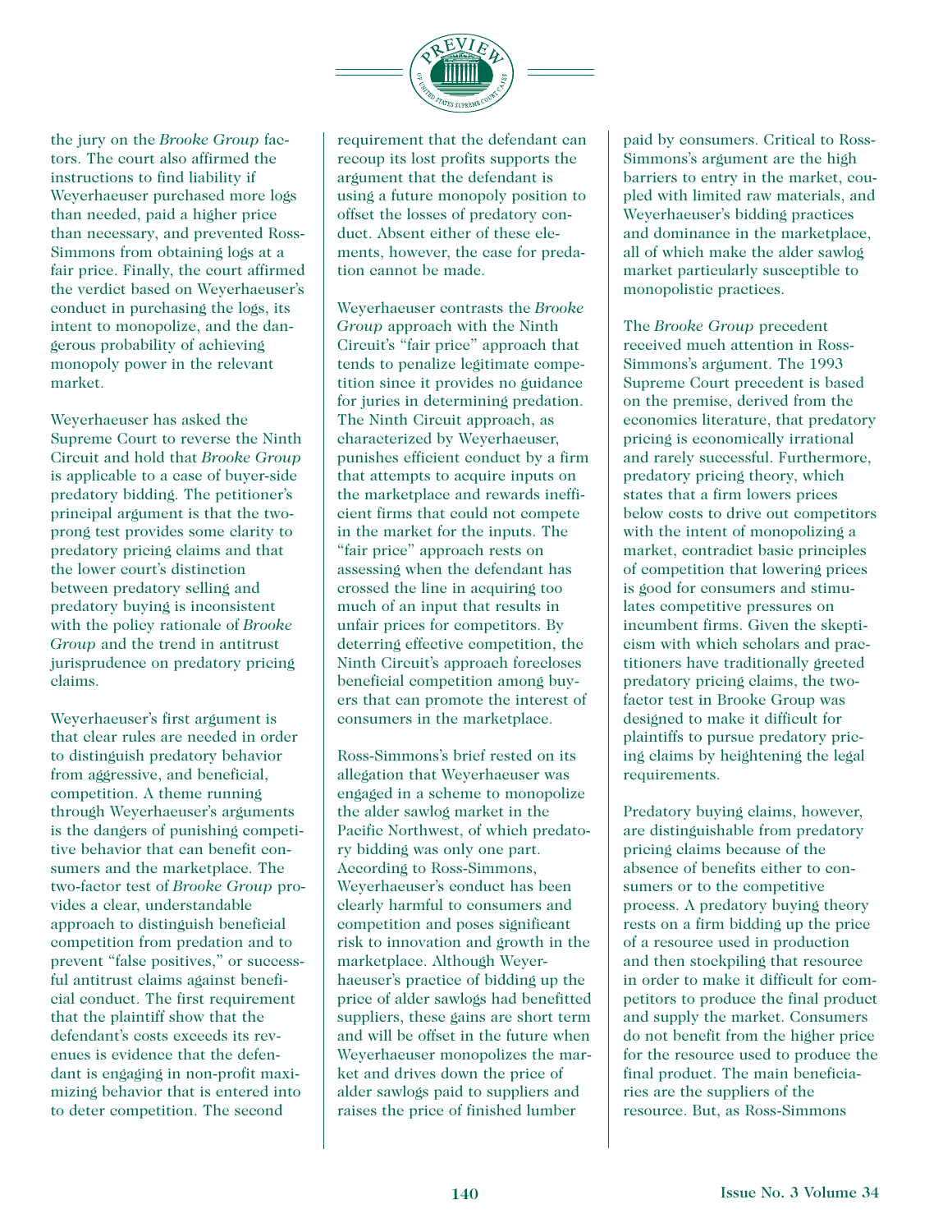the jury on the *Brooke Group* factors. The court also affirmed the instructions to find liability if Weyerhaeuser purchased more logs than needed, paid a higher price than necessary, and prevented Ross-Simmons from obtaining logs at a fair price. Finally, the court affirmed the verdict based on Weyerhaeuser's conduct in purchasing the logs, its intent to monopolize, and the dangerous probability of achieving monopoly power in the relevant market.

Weyerhaeuser has asked the Supreme Court to reverse the Ninth Circuit and hold that *Brooke Group* is applicable to a case of buyer-side predatory bidding. The petitioner's principal argument is that the two-prong test provides some clarity to predatory pricing claims and that the lower court's distinction between predatory selling and predatory buying is inconsistent with the policy rationale of *Brooke Group* and the trend in antitrust jurisprudence on predatory pricing claims.

Weyerhaeuser's first argument is that clear rules are needed in order to distinguish predatory behavior from aggressive, and beneficial, competition. A theme running through Weyerhaeuser's arguments is the dangers of punishing competitive behavior that can benefit consumers and the marketplace. The two-factor test of *Brooke Group* provides a clear, understandable approach to distinguish beneficial competition from predation and to prevent "false positives," or successful antitrust claims against beneficial conduct. The first requirement that the plaintiff show that the defendant's costs exceeds its revenues is evidence that the defendant is engaging in non-profit maximizing behavior that is entered into to deter competition. The second requirement that the defendant can recoup its lost profits supports the argument that the defendant is using a future monopoly position to offset the losses of predatory conduct. Absent either of these elements, however, the case for predation cannot be made.

Weyerhaeuser contrasts the *Brooke Group* approach with the Ninth Circuit's "fair price" approach that tends to penalize legitimate competition since it provides no guidance for juries in determining predation. The Ninth Circuit approach, as characterized by Weyerhaeuser, punishes efficient conduct by a firm that attempts to acquire inputs on the marketplace and rewards inefficient firms that could not compete in the market for the inputs. The "fair price" approach rests on assessing when the defendant has crossed the line in acquiring too much of an input that results in unfair prices for competitors. By deterring effective competition, the Ninth Circuit's approach forecloses beneficial competition among buyers that can promote the interest of consumers in the marketplace.

Ross-Simmons's brief rested on its allegation that Weyerhaeuser was engaged in a scheme to monopolize the alder sawlog market in the Pacific Northwest, of which predatory bidding was only one part. According to Ross-Simmons, Weyerhaeuser's conduct has been clearly harmful to consumers and competition and poses significant risk to innovation and growth in the marketplace. Although Weyerhaeuser's practice of bidding up the price of alder sawlogs had benefitted suppliers, these gains are short term and will be offset in the future when Weyerhaeuser monopolizes the market and drives down the price of alder sawlogs paid to suppliers and raises the price of finished lumber paid by consumers. Critical to Ross-Simmons's argument are the high barriers to entry in the market, coupled with limited raw materials, and Weyerhaeuser's bidding practices and dominance in the marketplace, all of which make the alder sawlog market particularly susceptible to monopolistic practices.

The *Brooke Group* precedent received much attention in Ross-Simmons's argument. The 1993 Supreme Court precedent is based on the premise, derived from the economics literature, that predatory pricing is economically irrational and rarely successful. Furthermore, predatory pricing theory, which states that a firm lowers prices below costs to drive out competitors with the intent of monopolizing a market, contradict basic principles of competition that lowering prices is good for consumers and stimulates competitive pressures on incumbent firms. Given the skepticism with which scholars and practitioners have traditionally greeted predatory pricing claims, the two-factor test in Brooke Group was designed to make it difficult for plaintiffs to pursue predatory pricing claims by heightening the legal requirements.

Predatory buying claims, however, are distinguishable from predatory pricing claims because of the absence of benefits either to consumers or to the competitive process. A predatory buying theory rests on a firm bidding up the price of a resource used in production and then stockpiling that resource in order to make it difficult for competitors to produce the final product and supply the market. Consumers do not benefit from the higher price for the resource used to produce the final product. The main beneficiaries are the suppliers of the resource. But, as Ross-Simmons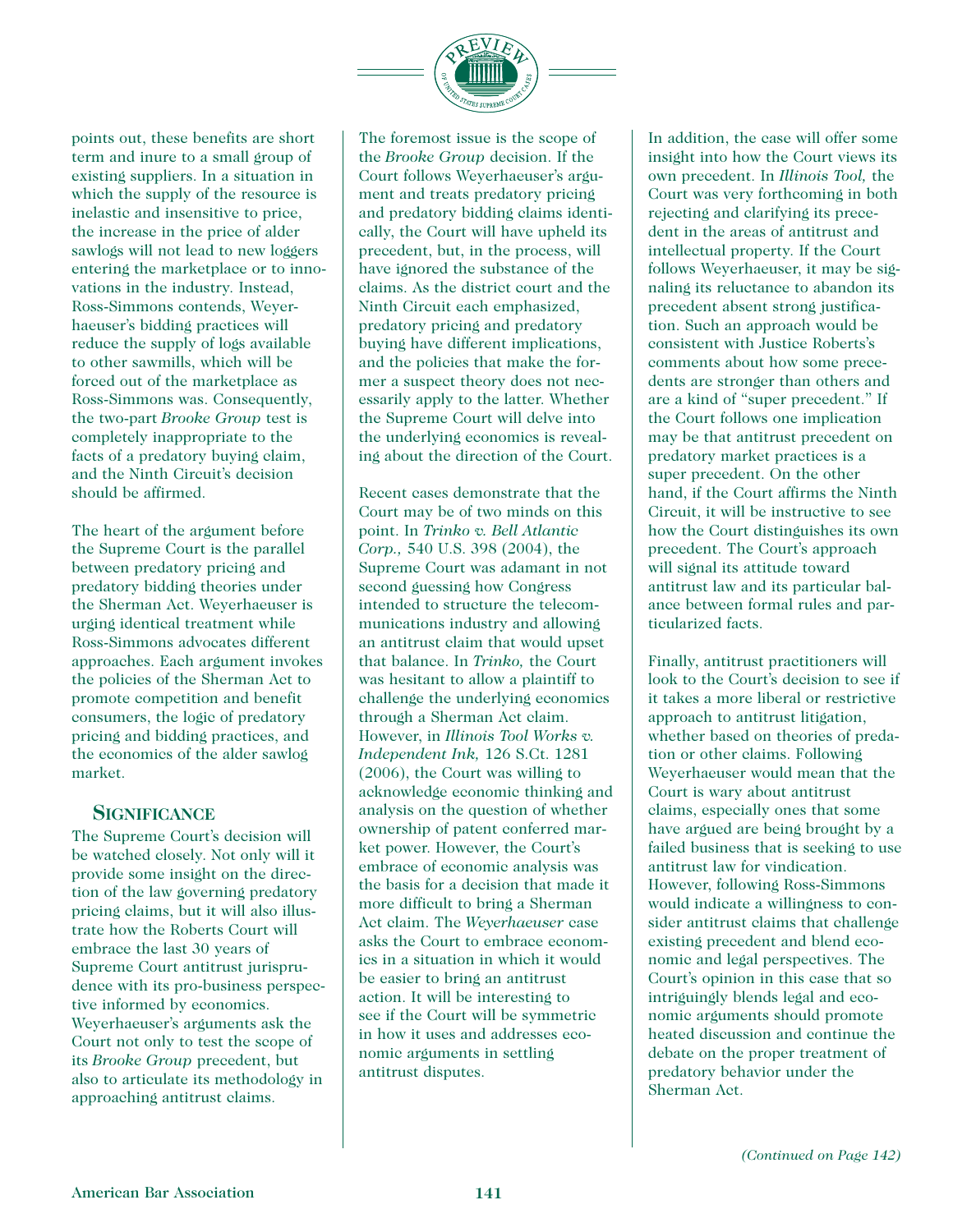points out, these benefits are short term and inure to a small group of existing suppliers. In a situation in which the supply of the resource is inelastic and insensitive to price, the increase in the price of alder sawlogs will not lead to new loggers entering the marketplace or to innovations in the industry. Instead, Ross-Simmons contends, Weyerhaeuser's bidding practices will reduce the supply of logs available to other sawmills, which will be forced out of the marketplace as Ross-Simmons was. Consequently, the two-part *Brooke Group* test is completely inappropriate to the facts of a predatory buying claim, and the Ninth Circuit's decision should be affirmed.

The heart of the argument before the Supreme Court is the parallel between predatory pricing and predatory bidding theories under the Sherman Act. Weyerhaeuser is urging identical treatment while Ross-Simmons advocates different approaches. Each argument invokes the policies of the Sherman Act to promote competition and benefit consumers, the logic of predatory pricing and bidding practices, and the economics of the alder sawlog market.

## SIGNIFICANCE

The Supreme Court's decision will be watched closely. Not only will it provide some insight on the direction of the law governing predatory pricing claims, but it will also illustrate how the Roberts Court will embrace the last 30 years of Supreme Court antitrust jurisprudence with its pro-business perspective informed by economics. Weyerhaeuser's arguments ask the Court not only to test the scope of its *Brooke Group* precedent, but also to articulate its methodology in approaching antitrust claims.

The foremost issue is the scope of the *Brooke Group* decision. If the Court follows Weyerhaeuser's argument and treats predatory pricing and predatory bidding claims identically, the Court will have upheld its precedent, but, in the process, will have ignored the substance of the claims. As the district court and the Ninth Circuit each emphasized, predatory pricing and predatory buying have different implications, and the policies that make the former a suspect theory does not necessarily apply to the latter. Whether the Supreme Court will delve into the underlying economics is revealing about the direction of the Court.

Recent cases demonstrate that the Court may be of two minds on this point. In *Trinko v. Bell Atlantic Corp.,* 540 U.S. 398 (2004), the Supreme Court was adamant in not second guessing how Congress intended to structure the telecommunications industry and allowing an antitrust claim that would upset that balance. In *Trinko,* the Court was hesitant to allow a plaintiff to challenge the underlying economics through a Sherman Act claim. However, in *Illinois Tool Works v. Independent Ink,* 126 S.Ct. 1281 (2006), the Court was willing to acknowledge economic thinking and analysis on the question of whether ownership of patent conferred market power. However, the Court's embrace of economic analysis was the basis for a decision that made it more difficult to bring a Sherman Act claim. The *Weyerhaeuser* case asks the Court to embrace economics in a situation in which it would be easier to bring an antitrust action. It will be interesting to see if the Court will be symmetric in how it uses and addresses economic arguments in settling antitrust disputes.

In addition, the case will offer some insight into how the Court views its own precedent. In *Illinois Tool,* the Court was very forthcoming in both rejecting and clarifying its precedent in the areas of antitrust and intellectual property. If the Court follows Weyerhaeuser, it may be signaling its reluctance to abandon its precedent absent strong justification. Such an approach would be consistent with Justice Roberts's comments about how some precedents are stronger than others and are a kind of "super precedent." If the Court follows one implication may be that antitrust precedent on predatory market practices is a super precedent. On the other hand, if the Court affirms the Ninth Circuit, it will be instructive to see how the Court distinguishes its own precedent. The Court's approach will signal its attitude toward antitrust law and its particular balance between formal rules and particularized facts.

Finally, antitrust practitioners will look to the Court's decision to see if it takes a more liberal or restrictive approach to antitrust litigation, whether based on theories of predation or other claims. Following Weyerhaeuser would mean that the Court is wary about antitrust claims, especially ones that some have argued are being brought by a failed business that is seeking to use antitrust law for vindication. However, following Ross-Simmons would indicate a willingness to consider antitrust claims that challenge existing precedent and blend economic and legal perspectives. The Court's opinion in this case that so intriguingly blends legal and economic arguments should promote heated discussion and continue the debate on the proper treatment of predatory behavior under the Sherman Act.

*(Continued on Page 142)*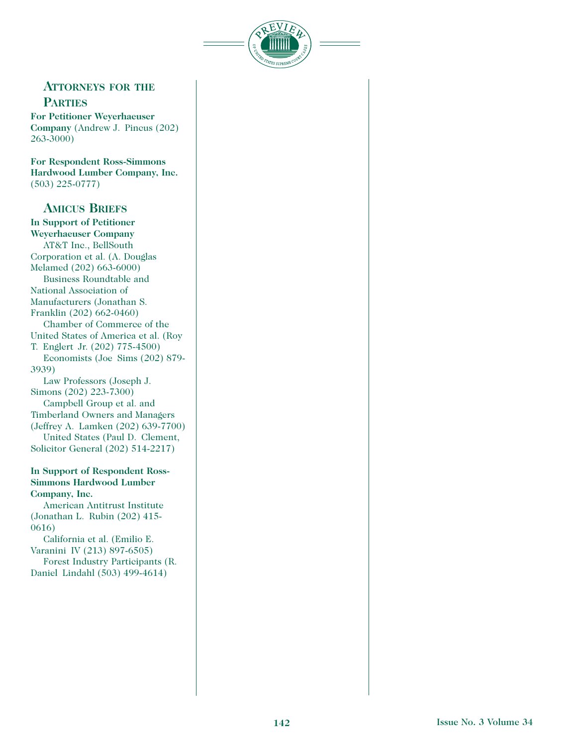## Attorneys for the Parties

**For Petitioner Weyerhaeuser Company** (Andrew J. Pincus (202) 263-3000)

**For Respondent Ross-Simmons Hardwood Lumber Company, Inc.** (503) 225-0777)

## Amicus Briefs

**In Support of Petitioner Weyerhaeuser Company**

AT&T Inc., BellSouth Corporation et al. (A. Douglas Melamed (202) 663-6000)

Business Roundtable and National Association of Manufacturers (Jonathan S. Franklin (202) 662-0460)

Chamber of Commerce of the United States of America et al. (Roy T. Englert Jr. (202) 775-4500)

Economists (Joe Sims (202) 879-3939)

Law Professors (Joseph J. Simons (202) 223-7300)

Campbell Group et al. and Timberland Owners and Managers (Jeffrey A. Lamken (202) 639-7700)

United States (Paul D. Clement, Solicitor General (202) 514-2217)

**In Support of Respondent Ross-Simmons Hardwood Lumber Company, Inc.**

American Antitrust Institute (Jonathan L. Rubin (202) 415-0616)

California et al. (Emilio E. Varanini IV (213) 897-6505)

Forest Industry Participants (R. Daniel Lindahl (503) 499-4614)